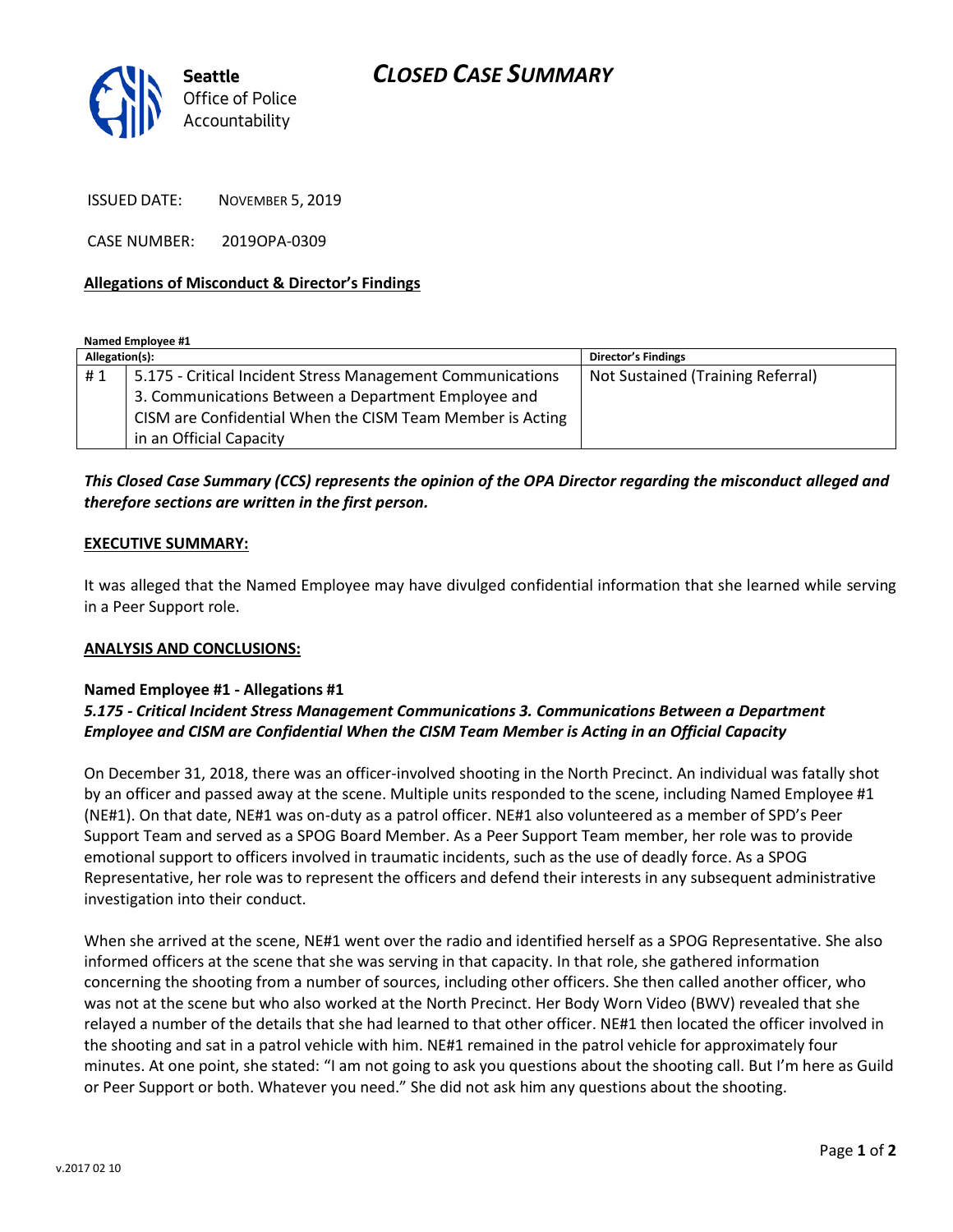# CLOSED CASE SUMMARY

Seattle Office of Police Accountability

ISSUED DATE: NOVEMBER 5, 2019

CASE NUMBER: 2019OPA-0309

**Allegations of Misconduct & Director's Findings**

**Named Employee #1**

| Allegation(s): | | Director's Findings |
|---|---|---|
| # 1 | 5.175 - Critical Incident Stress Management Communications 3. Communications Between a Department Employee and CISM are Confidential When the CISM Team Member is Acting in an Official Capacity | Not Sustained (Training Referral) |

***This Closed Case Summary (CCS) represents the opinion of the OPA Director regarding the misconduct alleged and therefore sections are written in the first person.***

**EXECUTIVE SUMMARY:**

It was alleged that the Named Employee may have divulged confidential information that she learned while serving in a Peer Support role.

**ANALYSIS AND CONCLUSIONS:**

**Named Employee #1 - Allegations #1**

***5.175 - Critical Incident Stress Management Communications 3. Communications Between a Department Employee and CISM are Confidential When the CISM Team Member is Acting in an Official Capacity***

On December 31, 2018, there was an officer-involved shooting in the North Precinct. An individual was fatally shot by an officer and passed away at the scene. Multiple units responded to the scene, including Named Employee #1 (NE#1). On that date, NE#1 was on-duty as a patrol officer. NE#1 also volunteered as a member of SPD's Peer Support Team and served as a SPOG Board Member. As a Peer Support Team member, her role was to provide emotional support to officers involved in traumatic incidents, such as the use of deadly force. As a SPOG Representative, her role was to represent the officers and defend their interests in any subsequent administrative investigation into their conduct.

When she arrived at the scene, NE#1 went over the radio and identified herself as a SPOG Representative. She also informed officers at the scene that she was serving in that capacity. In that role, she gathered information concerning the shooting from a number of sources, including other officers. She then called another officer, who was not at the scene but who also worked at the North Precinct. Her Body Worn Video (BWV) revealed that she relayed a number of the details that she had learned to that other officer. NE#1 then located the officer involved in the shooting and sat in a patrol vehicle with him. NE#1 remained in the patrol vehicle for approximately four minutes. At one point, she stated: "I am not going to ask you questions about the shooting call. But I'm here as Guild or Peer Support or both. Whatever you need." She did not ask him any questions about the shooting.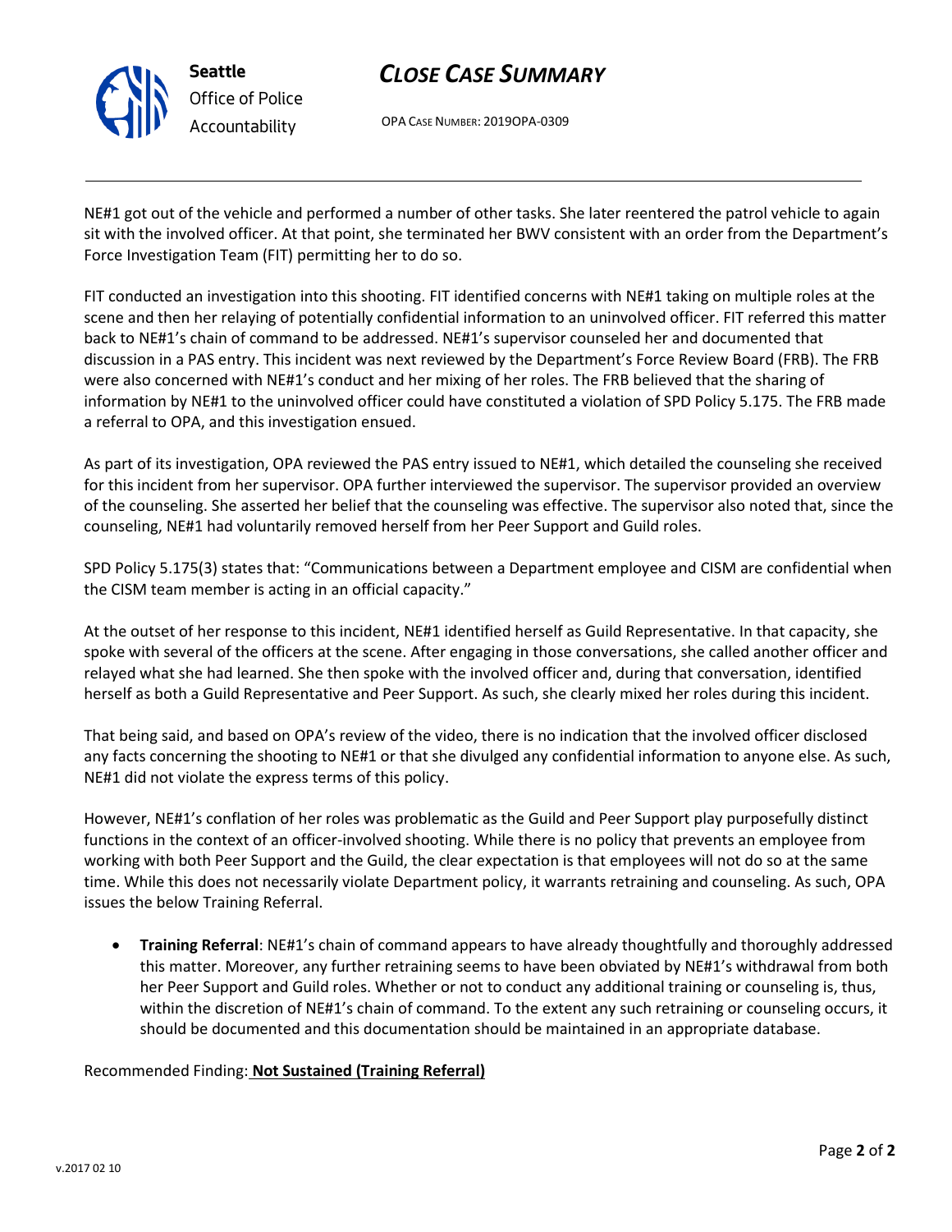NE#1 got out of the vehicle and performed a number of other tasks. She later reentered the patrol vehicle to again sit with the involved officer. At that point, she terminated her BWV consistent with an order from the Department's Force Investigation Team (FIT) permitting her to do so.

FIT conducted an investigation into this shooting. FIT identified concerns with NE#1 taking on multiple roles at the scene and then her relaying of potentially confidential information to an uninvolved officer. FIT referred this matter back to NE#1's chain of command to be addressed. NE#1's supervisor counseled her and documented that discussion in a PAS entry. This incident was next reviewed by the Department's Force Review Board (FRB). The FRB were also concerned with NE#1's conduct and her mixing of her roles. The FRB believed that the sharing of information by NE#1 to the uninvolved officer could have constituted a violation of SPD Policy 5.175. The FRB made a referral to OPA, and this investigation ensued.

As part of its investigation, OPA reviewed the PAS entry issued to NE#1, which detailed the counseling she received for this incident from her supervisor. OPA further interviewed the supervisor. The supervisor provided an overview of the counseling. She asserted her belief that the counseling was effective. The supervisor also noted that, since the counseling, NE#1 had voluntarily removed herself from her Peer Support and Guild roles.

SPD Policy 5.175(3) states that: "Communications between a Department employee and CISM are confidential when the CISM team member is acting in an official capacity."

At the outset of her response to this incident, NE#1 identified herself as Guild Representative. In that capacity, she spoke with several of the officers at the scene. After engaging in those conversations, she called another officer and relayed what she had learned. She then spoke with the involved officer and, during that conversation, identified herself as both a Guild Representative and Peer Support. As such, she clearly mixed her roles during this incident.

That being said, and based on OPA's review of the video, there is no indication that the involved officer disclosed any facts concerning the shooting to NE#1 or that she divulged any confidential information to anyone else. As such, NE#1 did not violate the express terms of this policy.

However, NE#1's conflation of her roles was problematic as the Guild and Peer Support play purposefully distinct functions in the context of an officer-involved shooting. While there is no policy that prevents an employee from working with both Peer Support and the Guild, the clear expectation is that employees will not do so at the same time. While this does not necessarily violate Department policy, it warrants retraining and counseling. As such, OPA issues the below Training Referral.

- **Training Referral**: NE#1's chain of command appears to have already thoughtfully and thoroughly addressed this matter. Moreover, any further retraining seems to have been obviated by NE#1's withdrawal from both her Peer Support and Guild roles. Whether or not to conduct any additional training or counseling is, thus, within the discretion of NE#1's chain of command. To the extent any such retraining or counseling occurs, it should be documented and this documentation should be maintained in an appropriate database.

Recommended Finding: **Not Sustained (Training Referral)**